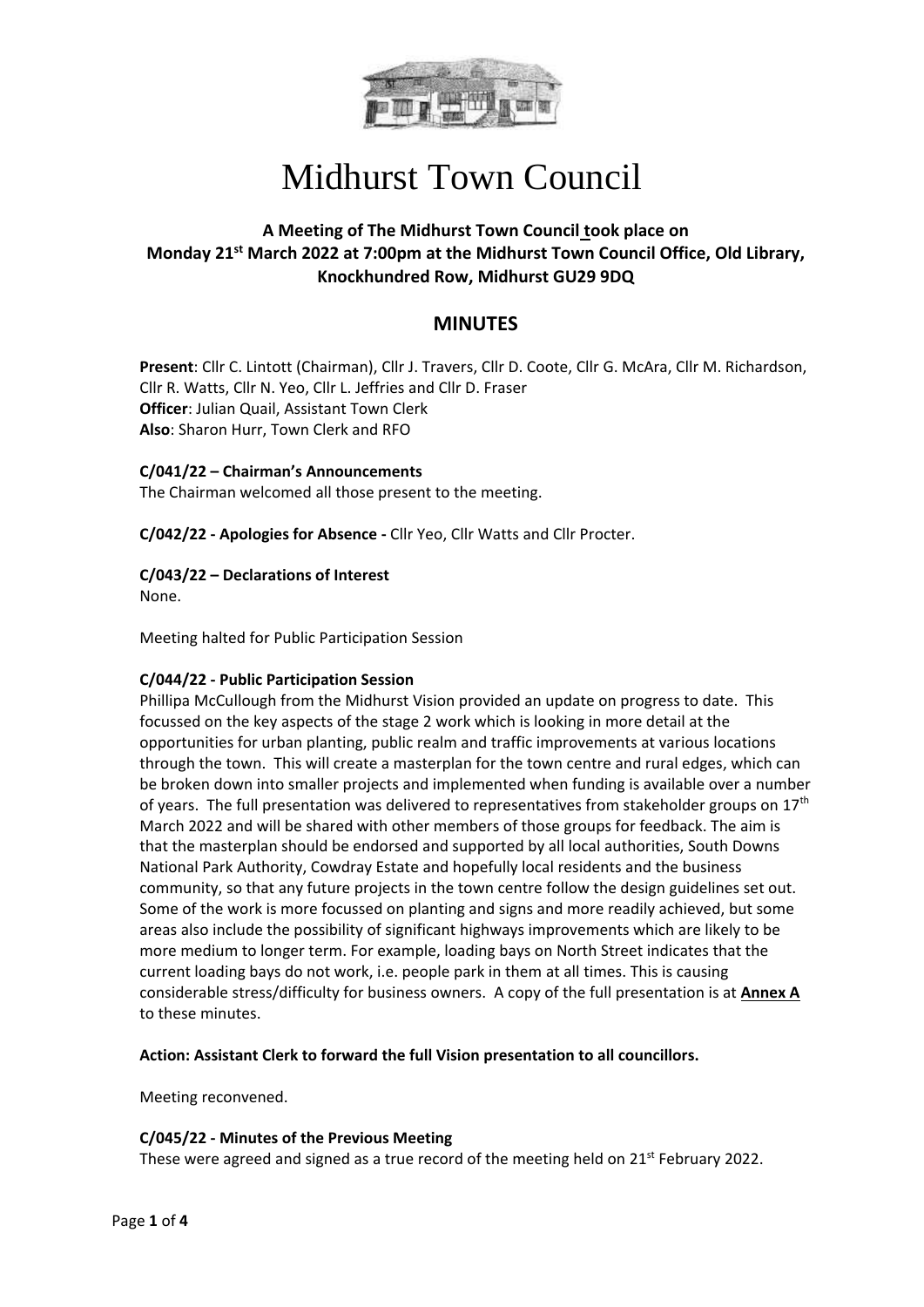# Midhurst Town Council

**A Meeting of The Midhurst Town Council took place on Monday 21st March 2022 at 7:00pm at the Midhurst Town Council Office, Old Library, Knockhundred Row, Midhurst GU29 9DQ**

## MINUTES

**Present**: Cllr C. Lintott (Chairman), Cllr J. Travers, Cllr D. Coote, Cllr G. McAra, Cllr M. Richardson, Cllr R. Watts, Cllr N. Yeo, Cllr L. Jeffries and Cllr D. Fraser
**Officer**: Julian Quail, Assistant Town Clerk
**Also**: Sharon Hurr, Town Clerk and RFO

**C/041/22 – Chairman's Announcements**
The Chairman welcomed all those present to the meeting.

**C/042/22 - Apologies for Absence -** Cllr Yeo, Cllr Watts and Cllr Procter.

**C/043/22 – Declarations of Interest**
None.

Meeting halted for Public Participation Session

**C/044/22 - Public Participation Session**
Phillipa McCullough from the Midhurst Vision provided an update on progress to date. This focussed on the key aspects of the stage 2 work which is looking in more detail at the opportunities for urban planting, public realm and traffic improvements at various locations through the town. This will create a masterplan for the town centre and rural edges, which can be broken down into smaller projects and implemented when funding is available over a number of years. The full presentation was delivered to representatives from stakeholder groups on 17th March 2022 and will be shared with other members of those groups for feedback. The aim is that the masterplan should be endorsed and supported by all local authorities, South Downs National Park Authority, Cowdray Estate and hopefully local residents and the business community, so that any future projects in the town centre follow the design guidelines set out. Some of the work is more focussed on planting and signs and more readily achieved, but some areas also include the possibility of significant highways improvements which are likely to be more medium to longer term. For example, loading bays on North Street indicates that the current loading bays do not work, i.e. people park in them at all times. This is causing considerable stress/difficulty for business owners. A copy of the full presentation is at **Annex A** to these minutes.

**Action: Assistant Clerk to forward the full Vision presentation to all councillors.**

Meeting reconvened.

**C/045/22 - Minutes of the Previous Meeting**
These were agreed and signed as a true record of the meeting held on 21st February 2022.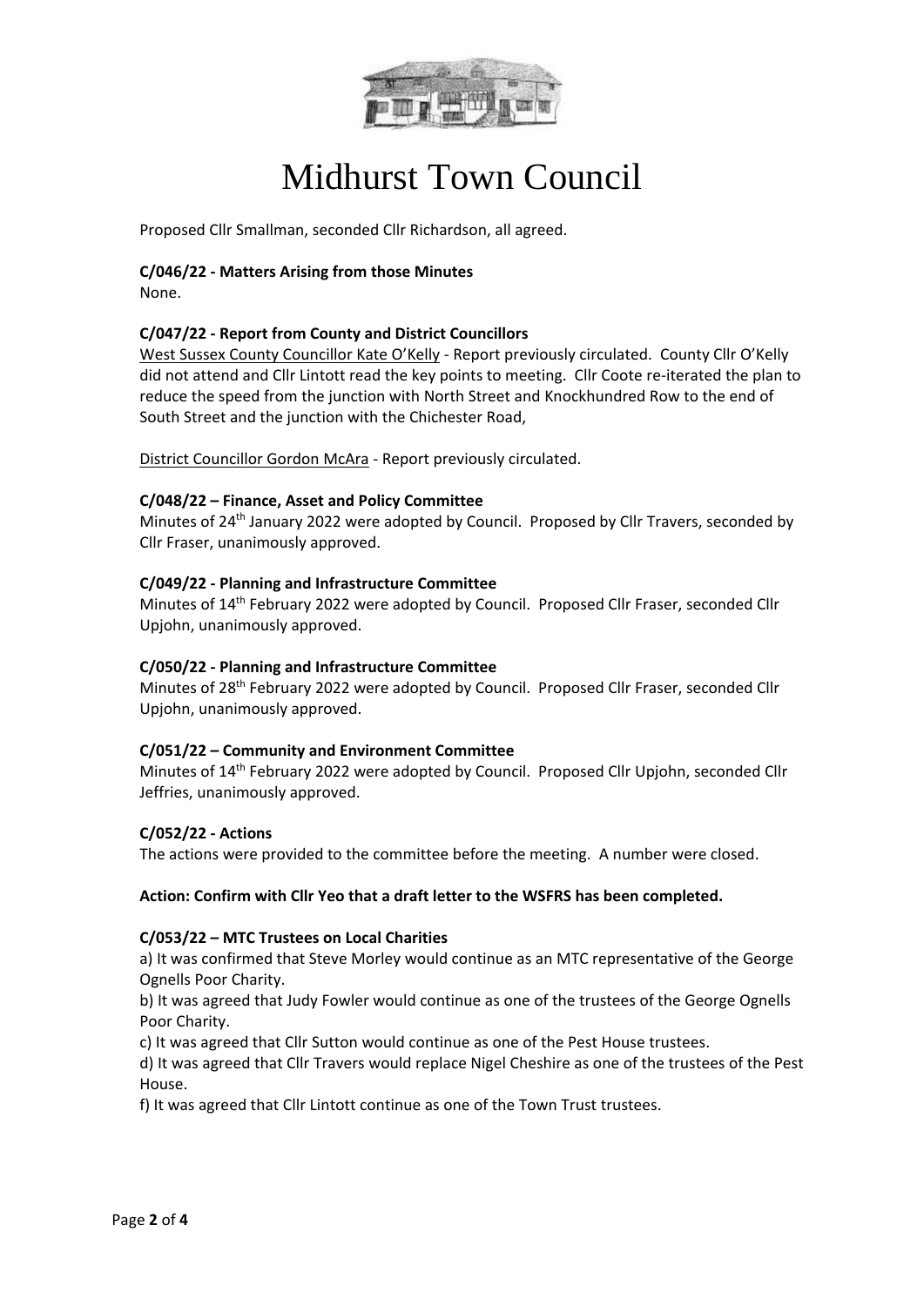Midhurst Town Council

Proposed Cllr Smallman, seconded Cllr Richardson, all agreed.

**C/046/22 - Matters Arising from those Minutes**
None.

**C/047/22 - Report from County and District Councillors**
West Sussex County Councillor Kate O'Kelly - Report previously circulated. County Cllr O'Kelly did not attend and Cllr Lintott read the key points to meeting. Cllr Coote re-iterated the plan to reduce the speed from the junction with North Street and Knockhundred Row to the end of South Street and the junction with the Chichester Road,

District Councillor Gordon McAra - Report previously circulated.

**C/048/22 – Finance, Asset and Policy Committee**
Minutes of 24th January 2022 were adopted by Council. Proposed by Cllr Travers, seconded by Cllr Fraser, unanimously approved.

**C/049/22 - Planning and Infrastructure Committee**
Minutes of 14th February 2022 were adopted by Council. Proposed Cllr Fraser, seconded Cllr Upjohn, unanimously approved.

**C/050/22 - Planning and Infrastructure Committee**
Minutes of 28th February 2022 were adopted by Council. Proposed Cllr Fraser, seconded Cllr Upjohn, unanimously approved.

**C/051/22 – Community and Environment Committee**
Minutes of 14th February 2022 were adopted by Council. Proposed Cllr Upjohn, seconded Cllr Jeffries, unanimously approved.

**C/052/22 - Actions**
The actions were provided to the committee before the meeting. A number were closed.

**Action: Confirm with Cllr Yeo that a draft letter to the WSFRS has been completed.**

**C/053/22 – MTC Trustees on Local Charities**
a) It was confirmed that Steve Morley would continue as an MTC representative of the George Ognells Poor Charity.
b) It was agreed that Judy Fowler would continue as one of the trustees of the George Ognells Poor Charity.
c) It was agreed that Cllr Sutton would continue as one of the Pest House trustees.
d) It was agreed that Cllr Travers would replace Nigel Cheshire as one of the trustees of the Pest House.
f) It was agreed that Cllr Lintott continue as one of the Town Trust trustees.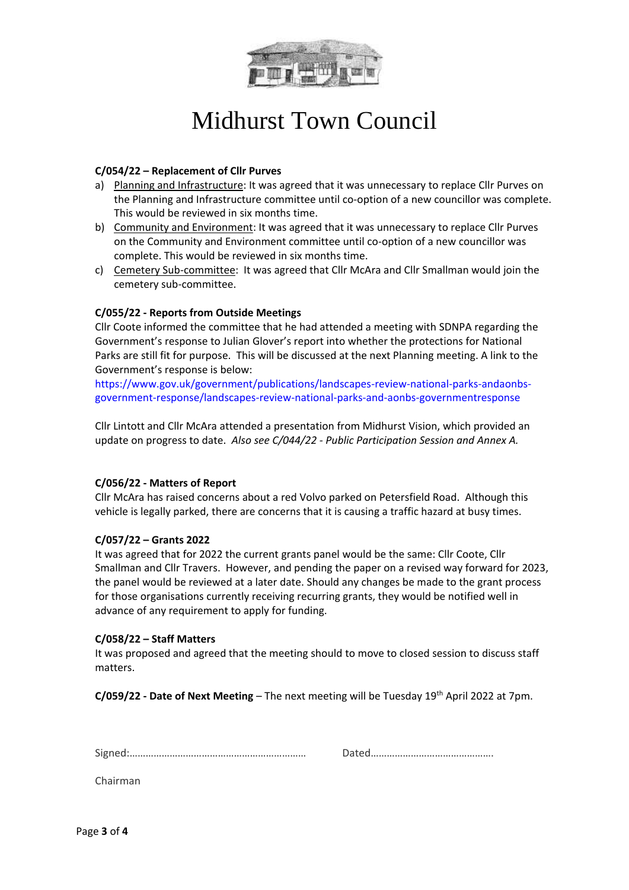# Midhurst Town Council

**C/054/22 – Replacement of Cllr Purves**

a) Planning and Infrastructure: It was agreed that it was unnecessary to replace Cllr Purves on the Planning and Infrastructure committee until co-option of a new councillor was complete. This would be reviewed in six months time.

b) Community and Environment: It was agreed that it was unnecessary to replace Cllr Purves on the Community and Environment committee until co-option of a new councillor was complete. This would be reviewed in six months time.

c) Cemetery Sub-committee: It was agreed that Cllr McAra and Cllr Smallman would join the cemetery sub-committee.

**C/055/22 - Reports from Outside Meetings**

Cllr Coote informed the committee that he had attended a meeting with SDNPA regarding the Government's response to Julian Glover's report into whether the protections for National Parks are still fit for purpose. This will be discussed at the next Planning meeting. A link to the Government's response is below:

https://www.gov.uk/government/publications/landscapes-review-national-parks-andaonbs-government-response/landscapes-review-national-parks-and-aonbs-governmentresponse

Cllr Lintott and Cllr McAra attended a presentation from Midhurst Vision, which provided an update on progress to date. *Also see C/044/22 - Public Participation Session and Annex A.*

**C/056/22 - Matters of Report**

Cllr McAra has raised concerns about a red Volvo parked on Petersfield Road. Although this vehicle is legally parked, there are concerns that it is causing a traffic hazard at busy times.

**C/057/22 – Grants 2022**

It was agreed that for 2022 the current grants panel would be the same: Cllr Coote, Cllr Smallman and Cllr Travers. However, and pending the paper on a revised way forward for 2023, the panel would be reviewed at a later date. Should any changes be made to the grant process for those organisations currently receiving recurring grants, they would be notified well in advance of any requirement to apply for funding.

**C/058/22 – Staff Matters**

It was proposed and agreed that the meeting should to move to closed session to discuss staff matters.

**C/059/22 - Date of Next Meeting** – The next meeting will be Tuesday 19th April 2022 at 7pm.

Signed:………………………………………………………… Dated……………………………………….

Chairman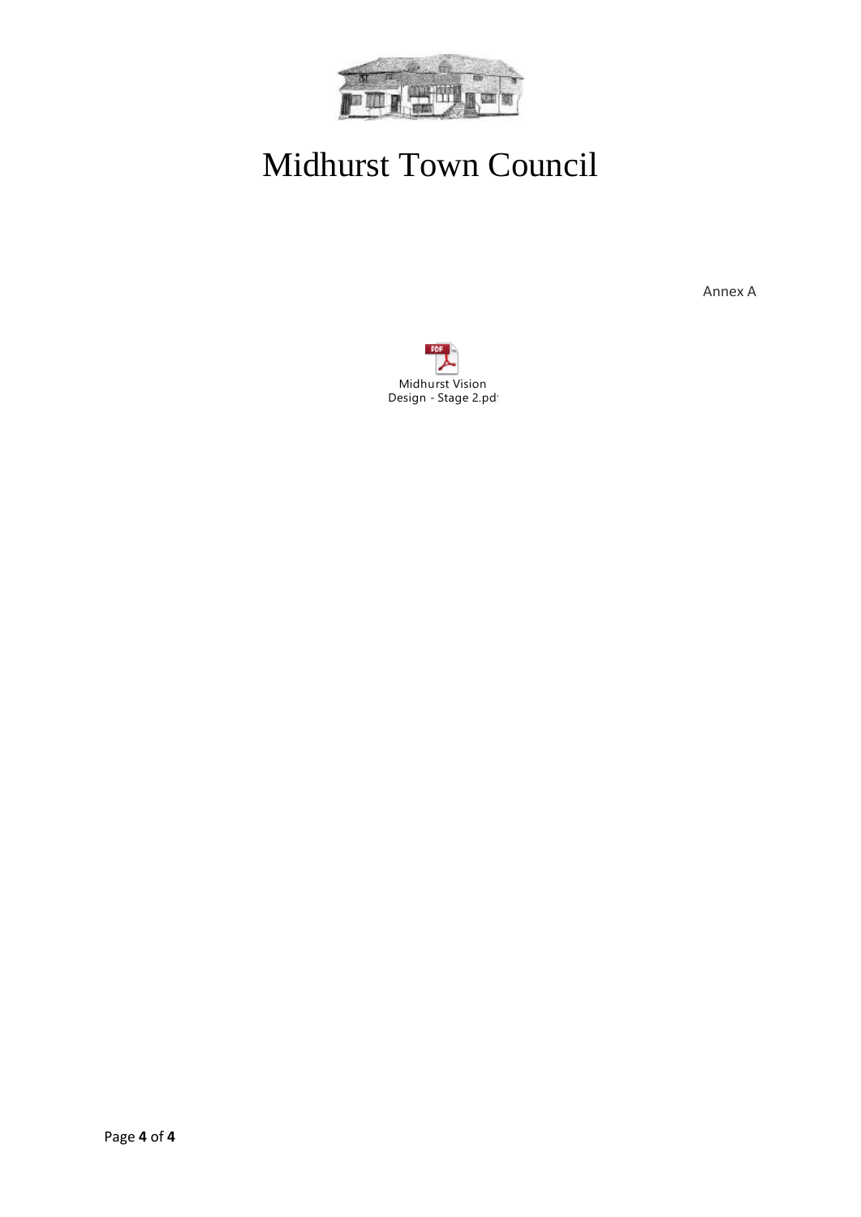# Midhurst Town Council

Annex A

Midhurst Vision Design - Stage 2.pdf